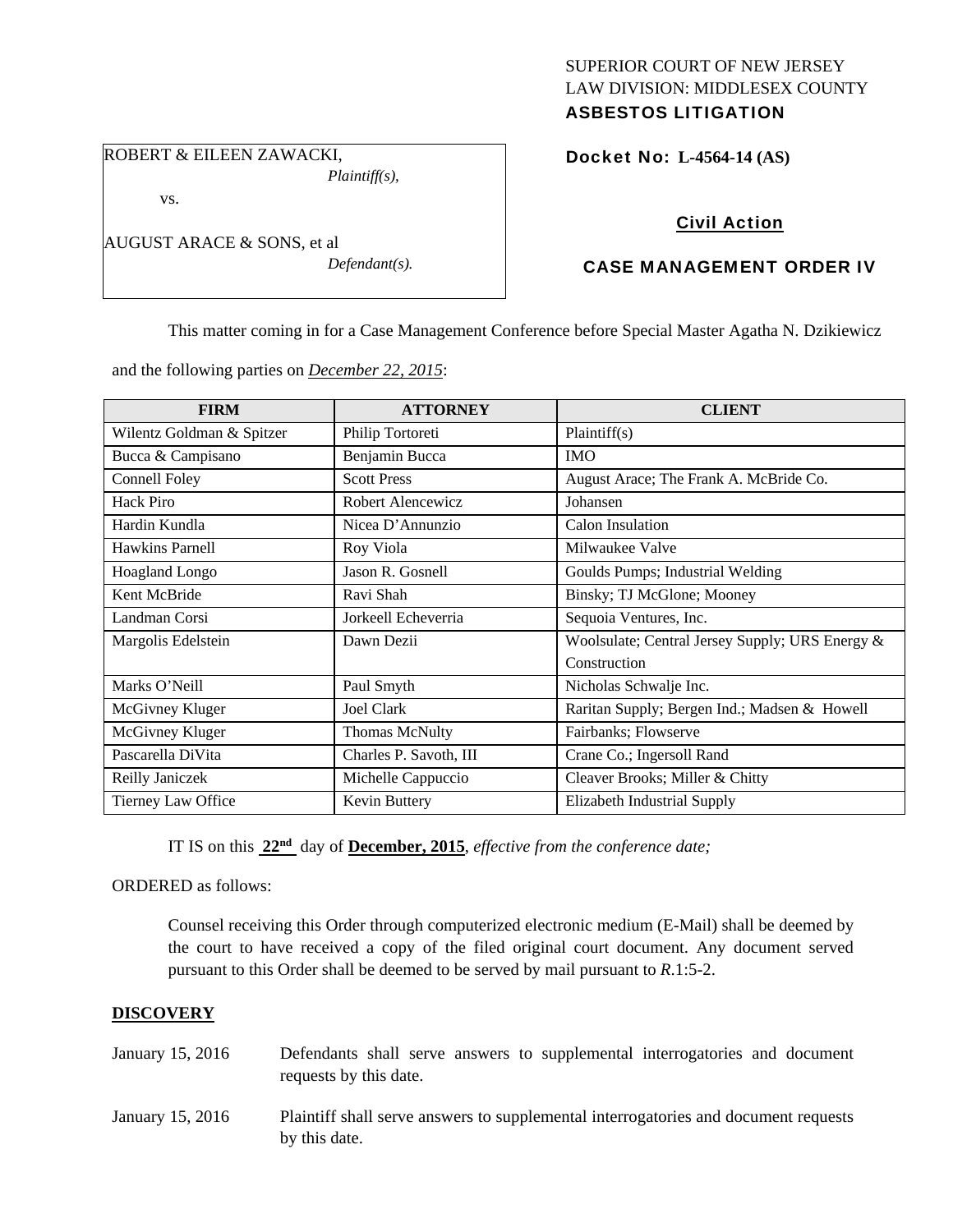SUPERIOR COURT OF NEW JERSEY
LAW DIVISION: MIDDLESEX COUNTY
**ASBESTOS LITIGATION**

ROBERT & EILEEN ZAWACKI,
*Plaintiff(s),*

vs.

AUGUST ARACE & SONS, et al
*Defendant(s).*

**Docket No: L-4564-14 (AS)**

**Civil Action**

**CASE MANAGEMENT ORDER IV**

This matter coming in for a Case Management Conference before Special Master Agatha N. Dzikiewicz and the following parties on *December 22, 2015*:

| FIRM | ATTORNEY | CLIENT |
|---|---|---|
| Wilentz Goldman & Spitzer | Philip Tortoreti | Plaintiff(s) |
| Bucca & Campisano | Benjamin Bucca | IMO |
| Connell Foley | Scott Press | August Arace; The Frank A. McBride Co. |
| Hack Piro | Robert Alencewicz | Johansen |
| Hardin Kundla | Nicea D'Annunzio | Calon Insulation |
| Hawkins Parnell | Roy Viola | Milwaukee Valve |
| Hoagland Longo | Jason R. Gosnell | Goulds Pumps; Industrial Welding |
| Kent McBride | Ravi Shah | Binsky; TJ McGlone; Mooney |
| Landman Corsi | Jorkeell Echeverria | Sequoia Ventures, Inc. |
| Margolis Edelstein | Dawn Dezii | Woolsulate; Central Jersey Supply; URS Energy & Construction |
| Marks O'Neill | Paul Smyth | Nicholas Schwalje Inc. |
| McGivney Kluger | Joel Clark | Raritan Supply; Bergen Ind.; Madsen & Howell |
| McGivney Kluger | Thomas McNulty | Fairbanks; Flowserve |
| Pascarella DiVita | Charles P. Savoth, III | Crane Co.; Ingersoll Rand |
| Reilly Janiczek | Michelle Cappuccio | Cleaver Brooks; Miller & Chitty |
| Tierney Law Office | Kevin Buttery | Elizabeth Industrial Supply |

IT IS on this **22nd** day of **December, 2015**, *effective from the conference date;*

ORDERED as follows:

Counsel receiving this Order through computerized electronic medium (E-Mail) shall be deemed by the court to have received a copy of the filed original court document. Any document served pursuant to this Order shall be deemed to be served by mail pursuant to *R*.1:5-2.

**DISCOVERY**

January 15, 2016 — Defendants shall serve answers to supplemental interrogatories and document requests by this date.

January 15, 2016 — Plaintiff shall serve answers to supplemental interrogatories and document requests by this date.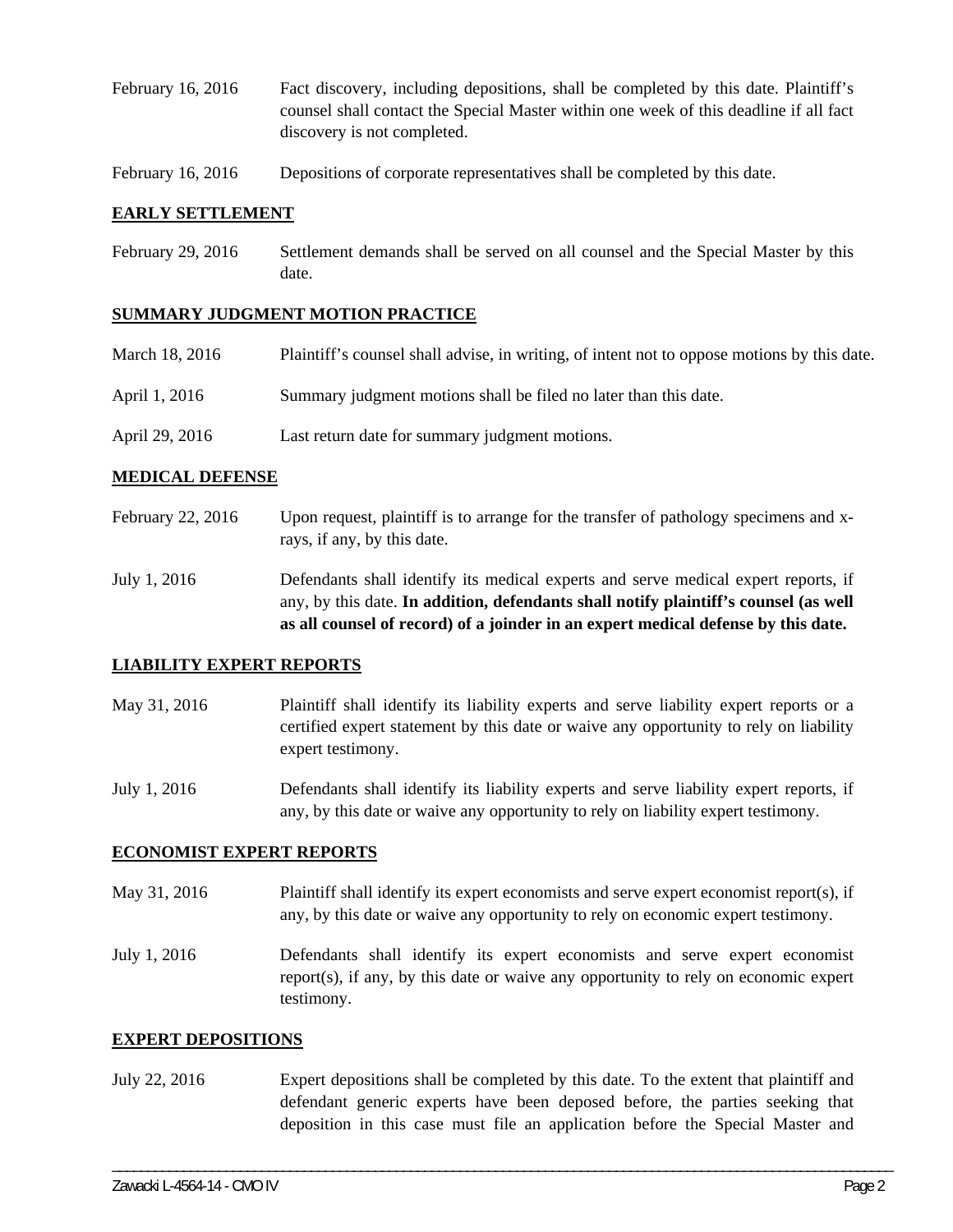| | |
|---|---|
| February 16, 2016 | Fact discovery, including depositions, shall be completed by this date. Plaintiff's counsel shall contact the Special Master within one week of this deadline if all fact discovery is not completed. |
| February 16, 2016 | Depositions of corporate representatives shall be completed by this date. |

## EARLY SETTLEMENT

| | |
|---|---|
| February 29, 2016 | Settlement demands shall be served on all counsel and the Special Master by this date. |

## SUMMARY JUDGMENT MOTION PRACTICE

| | |
|---|---|
| March 18, 2016 | Plaintiff's counsel shall advise, in writing, of intent not to oppose motions by this date. |
| April 1, 2016 | Summary judgment motions shall be filed no later than this date. |
| April 29, 2016 | Last return date for summary judgment motions. |

## MEDICAL DEFENSE

| | |
|---|---|
| February 22, 2016 | Upon request, plaintiff is to arrange for the transfer of pathology specimens and x-rays, if any, by this date. |
| July 1, 2016 | Defendants shall identify its medical experts and serve medical expert reports, if any, by this date. **In addition, defendants shall notify plaintiff's counsel (as well as all counsel of record) of a joinder in an expert medical defense by this date.** |

## LIABILITY EXPERT REPORTS

| | |
|---|---|
| May 31, 2016 | Plaintiff shall identify its liability experts and serve liability expert reports or a certified expert statement by this date or waive any opportunity to rely on liability expert testimony. |
| July 1, 2016 | Defendants shall identify its liability experts and serve liability expert reports, if any, by this date or waive any opportunity to rely on liability expert testimony. |

## ECONOMIST EXPERT REPORTS

| | |
|---|---|
| May 31, 2016 | Plaintiff shall identify its expert economists and serve expert economist report(s), if any, by this date or waive any opportunity to rely on economic expert testimony. |
| July 1, 2016 | Defendants shall identify its expert economists and serve expert economist report(s), if any, by this date or waive any opportunity to rely on economic expert testimony. |

## EXPERT DEPOSITIONS

| | |
|---|---|
| July 22, 2016 | Expert depositions shall be completed by this date. To the extent that plaintiff and defendant generic experts have been deposed before, the parties seeking that deposition in this case must file an application before the Special Master and |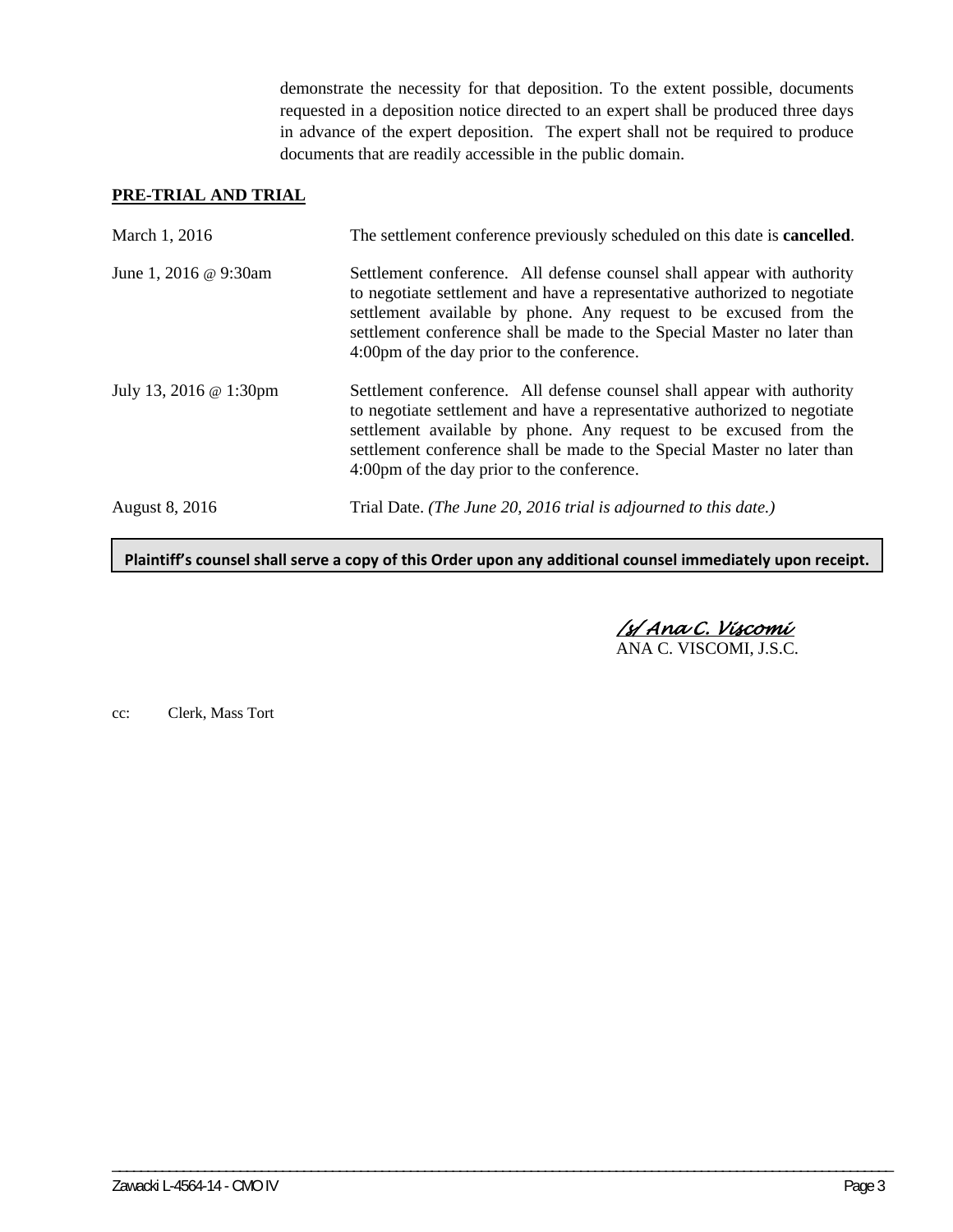demonstrate the necessity for that deposition. To the extent possible, documents requested in a deposition notice directed to an expert shall be produced three days in advance of the expert deposition. The expert shall not be required to produce documents that are readily accessible in the public domain.

**PRE-TRIAL AND TRIAL**

| | |
|---|---|
| March 1, 2016 | The settlement conference previously scheduled on this date is **cancelled**. |
| June 1, 2016 @ 9:30am | Settlement conference. All defense counsel shall appear with authority to negotiate settlement and have a representative authorized to negotiate settlement available by phone. Any request to be excused from the settlement conference shall be made to the Special Master no later than 4:00pm of the day prior to the conference. |
| July 13, 2016 @ 1:30pm | Settlement conference. All defense counsel shall appear with authority to negotiate settlement and have a representative authorized to negotiate settlement available by phone. Any request to be excused from the settlement conference shall be made to the Special Master no later than 4:00pm of the day prior to the conference. |
| August 8, 2016 | Trial Date. *(The June 20, 2016 trial is adjourned to this date.)* |

**Plaintiff's counsel shall serve a copy of this Order upon any additional counsel immediately upon receipt.**

*/s/ Ana C. Viscomi*
ANA C. VISCOMI, J.S.C.

cc: Clerk, Mass Tort